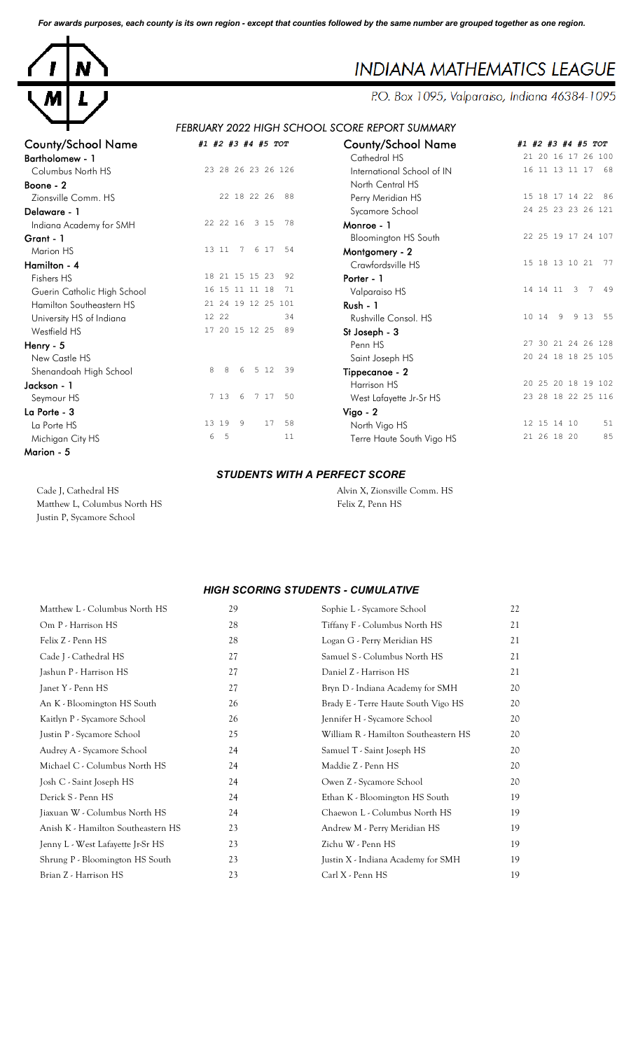*For awards purposes, each county is its own region - except that counties followed by the same number are grouped together as one region.*

# INDIANA MATHEMATICS LEAGUE

P.O. Box 1095, Valparaiso, Indiana 46384-1095

## *FEBRUARY 2022 HIGH SCHOOL SCORE REPORT SUMMARY*

| County/School Name | #1 | #2 | #3 | #4 | #5 | TOT |
|---|---|---|---|---|---|---|
| **Bartholomew - 1** | | | | | | |
| Columbus North HS | 23 | 28 | 26 | 23 | 26 | 126 |
| **Boone - 2** | | | | | | |
| Zionsville Comm. HS | | 22 | 18 | 22 | 26 | 88 |
| **Delaware - 1** | | | | | | |
| Indiana Academy for SMH | 22 | 22 | 16 | 3 | 15 | 78 |
| **Grant - 1** | | | | | | |
| Marion HS | 13 | 11 | 7 | 6 | 17 | 54 |
| **Hamilton - 4** | | | | | | |
| Fishers HS | 18 | 21 | 15 | 15 | 23 | 92 |
| Guerin Catholic High School | 16 | 15 | 11 | 11 | 18 | 71 |
| Hamilton Southeastern HS | 21 | 24 | 19 | 12 | 25 | 101 |
| University HS of Indiana | 12 | 22 | | | | 34 |
| Westfield HS | 17 | 20 | 15 | 12 | 25 | 89 |
| **Henry - 5** | | | | | | |
| New Castle HS | | | | | | |
| Shenandoah High School | 8 | 8 | 6 | 5 | 12 | 39 |
| **Jackson - 1** | | | | | | |
| Seymour HS | 7 | 13 | 6 | 7 | 17 | 50 |
| **La Porte - 3** | | | | | | |
| La Porte HS | 13 | 19 | 9 | | 17 | 58 |
| Michigan City HS | 6 | 5 | | | | 11 |
| **Marion - 5** | | | | | | |
| Cathedral HS | 21 | 20 | 16 | 17 | 26 | 100 |
| International School of IN | 16 | 11 | 13 | 11 | 17 | 68 |
| North Central HS | | | | | | |
| Perry Meridian HS | 15 | 18 | 17 | 14 | 22 | 86 |
| Sycamore School | 24 | 25 | 23 | 23 | 26 | 121 |
| **Monroe - 1** | | | | | | |
| Bloomington HS South | 22 | 25 | 19 | 17 | 24 | 107 |
| **Montgomery - 2** | | | | | | |
| Crawfordsville HS | 15 | 18 | 13 | 10 | 21 | 77 |
| **Porter - 1** | | | | | | |
| Valparaiso HS | 14 | 14 | 11 | 3 | 7 | 49 |
| **Rush - 1** | | | | | | |
| Rushville Consol. HS | 10 | 14 | 9 | 9 | 13 | 55 |
| **St Joseph - 3** | | | | | | |
| Penn HS | 27 | 30 | 21 | 24 | 26 | 128 |
| Saint Joseph HS | 20 | 24 | 18 | 18 | 25 | 105 |
| **Tippecanoe - 2** | | | | | | |
| Harrison HS | 20 | 25 | 20 | 18 | 19 | 102 |
| West Lafayette Jr-Sr HS | 23 | 28 | 18 | 22 | 25 | 116 |
| **Vigo - 2** | | | | | | |
| North Vigo HS | 12 | 15 | 14 | 10 | | 51 |
| Terre Haute South Vigo HS | 21 | 26 | 18 | 20 | | 85 |

### *STUDENTS WITH A PERFECT SCORE*

Cade J, Cathedral HS
Matthew L, Columbus North HS
Justin P, Sycamore School
Alvin X, Zionsville Comm. HS
Felix Z, Penn HS

### *HIGH SCORING STUDENTS - CUMULATIVE*

| Student | Score |
|---|---|
| Matthew L - Columbus North HS | 29 |
| Om P - Harrison HS | 28 |
| Felix Z - Penn HS | 28 |
| Cade J - Cathedral HS | 27 |
| Jashun P - Harrison HS | 27 |
| Janet Y - Penn HS | 27 |
| An K - Bloomington HS South | 26 |
| Kaitlyn P - Sycamore School | 26 |
| Justin P - Sycamore School | 25 |
| Audrey A - Sycamore School | 24 |
| Michael C - Columbus North HS | 24 |
| Josh C - Saint Joseph HS | 24 |
| Derick S - Penn HS | 24 |
| Jiaxuan W - Columbus North HS | 24 |
| Anish K - Hamilton Southeastern HS | 23 |
| Jenny L - West Lafayette Jr-Sr HS | 23 |
| Shrung P - Bloomington HS South | 23 |
| Brian Z - Harrison HS | 23 |
| Sophie L - Sycamore School | 22 |
| Tiffany F - Columbus North HS | 21 |
| Logan G - Perry Meridian HS | 21 |
| Samuel S - Columbus North HS | 21 |
| Daniel Z - Harrison HS | 21 |
| Bryn D - Indiana Academy for SMH | 20 |
| Brady E - Terre Haute South Vigo HS | 20 |
| Jennifer H - Sycamore School | 20 |
| William R - Hamilton Southeastern HS | 20 |
| Samuel T - Saint Joseph HS | 20 |
| Maddie Z - Penn HS | 20 |
| Owen Z - Sycamore School | 20 |
| Ethan K - Bloomington HS South | 19 |
| Chaewon L - Columbus North HS | 19 |
| Andrew M - Perry Meridian HS | 19 |
| Zichu W - Penn HS | 19 |
| Justin X - Indiana Academy for SMH | 19 |
| Carl X - Penn HS | 19 |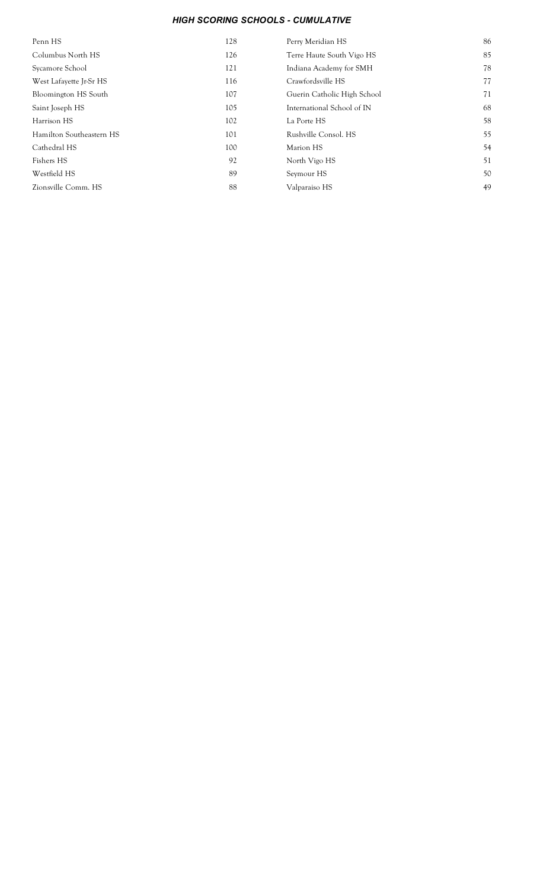### *HIGH SCORING SCHOOLS - CUMULATIVE*

| | | | |
|---|---|---|---|
| Penn HS | 128 | Perry Meridian HS | 86 |
| Columbus North HS | 126 | Terre Haute South Vigo HS | 85 |
| Sycamore School | 121 | Indiana Academy for SMH | 78 |
| West Lafayette Jr-Sr HS | 116 | Crawfordsville HS | 77 |
| Bloomington HS South | 107 | Guerin Catholic High School | 71 |
| Saint Joseph HS | 105 | International School of IN | 68 |
| Harrison HS | 102 | La Porte HS | 58 |
| Hamilton Southeastern HS | 101 | Rushville Consol. HS | 55 |
| Cathedral HS | 100 | Marion HS | 54 |
| Fishers HS | 92 | North Vigo HS | 51 |
| Westfield HS | 89 | Seymour HS | 50 |
| Zionsville Comm. HS | 88 | Valparaiso HS | 49 |